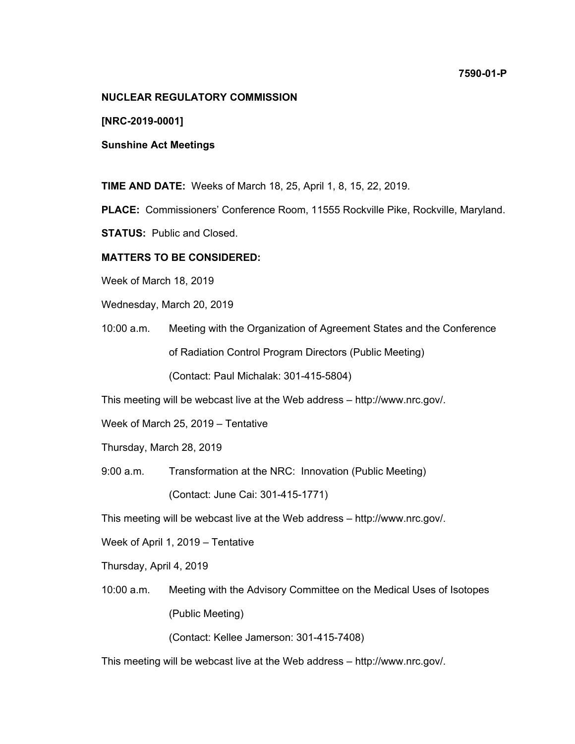**7590-01-P**

**NUCLEAR REGULATORY COMMISSION**

**[NRC-2019-0001]**

**Sunshine Act Meetings**

**TIME AND DATE:** Weeks of March 18, 25, April 1, 8, 15, 22, 2019.

**PLACE:** Commissioners' Conference Room, 11555 Rockville Pike, Rockville, Maryland.

**STATUS:** Public and Closed.

**MATTERS TO BE CONSIDERED:**

Week of March 18, 2019

Wednesday, March 20, 2019

10:00 a.m. Meeting with the Organization of Agreement States and the Conference of Radiation Control Program Directors (Public Meeting)

(Contact: Paul Michalak: 301-415-5804)

This meeting will be webcast live at the Web address – http://www.nrc.gov/.

Week of March 25, 2019 – Tentative

Thursday, March 28, 2019

9:00 a.m. Transformation at the NRC: Innovation (Public Meeting)

(Contact: June Cai: 301-415-1771)

This meeting will be webcast live at the Web address – http://www.nrc.gov/.

Week of April 1, 2019 – Tentative

Thursday, April 4, 2019

10:00 a.m. Meeting with the Advisory Committee on the Medical Uses of Isotopes (Public Meeting)

(Contact: Kellee Jamerson: 301-415-7408)

This meeting will be webcast live at the Web address – http://www.nrc.gov/.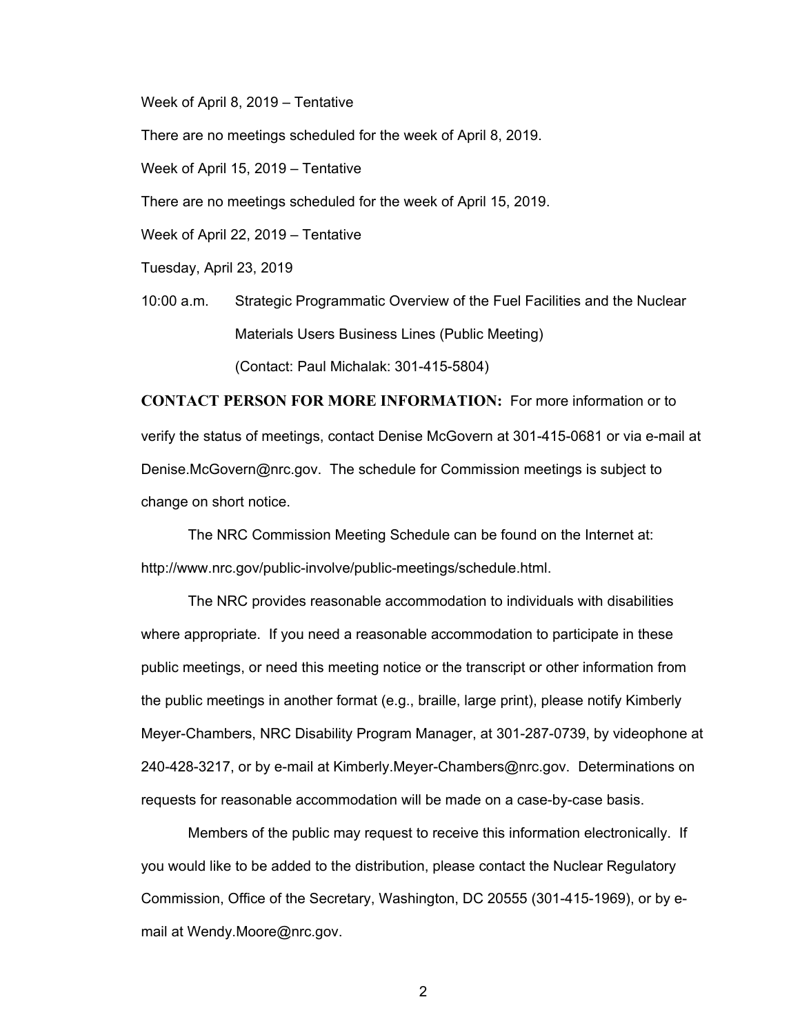Week of April 8, 2019 – Tentative

There are no meetings scheduled for the week of April 8, 2019.

Week of April 15, 2019 – Tentative

There are no meetings scheduled for the week of April 15, 2019.

Week of April 22, 2019 – Tentative

Tuesday, April 23, 2019

10:00 a.m. Strategic Programmatic Overview of the Fuel Facilities and the Nuclear Materials Users Business Lines (Public Meeting)
(Contact: Paul Michalak: 301-415-5804)

**CONTACT PERSON FOR MORE INFORMATION:** For more information or to verify the status of meetings, contact Denise McGovern at 301-415-0681 or via e-mail at Denise.McGovern@nrc.gov. The schedule for Commission meetings is subject to change on short notice.

The NRC Commission Meeting Schedule can be found on the Internet at: http://www.nrc.gov/public-involve/public-meetings/schedule.html.

The NRC provides reasonable accommodation to individuals with disabilities where appropriate. If you need a reasonable accommodation to participate in these public meetings, or need this meeting notice or the transcript or other information from the public meetings in another format (e.g., braille, large print), please notify Kimberly Meyer-Chambers, NRC Disability Program Manager, at 301-287-0739, by videophone at 240-428-3217, or by e-mail at Kimberly.Meyer-Chambers@nrc.gov. Determinations on requests for reasonable accommodation will be made on a case-by-case basis.

Members of the public may request to receive this information electronically. If you would like to be added to the distribution, please contact the Nuclear Regulatory Commission, Office of the Secretary, Washington, DC 20555 (301-415-1969), or by e-mail at Wendy.Moore@nrc.gov.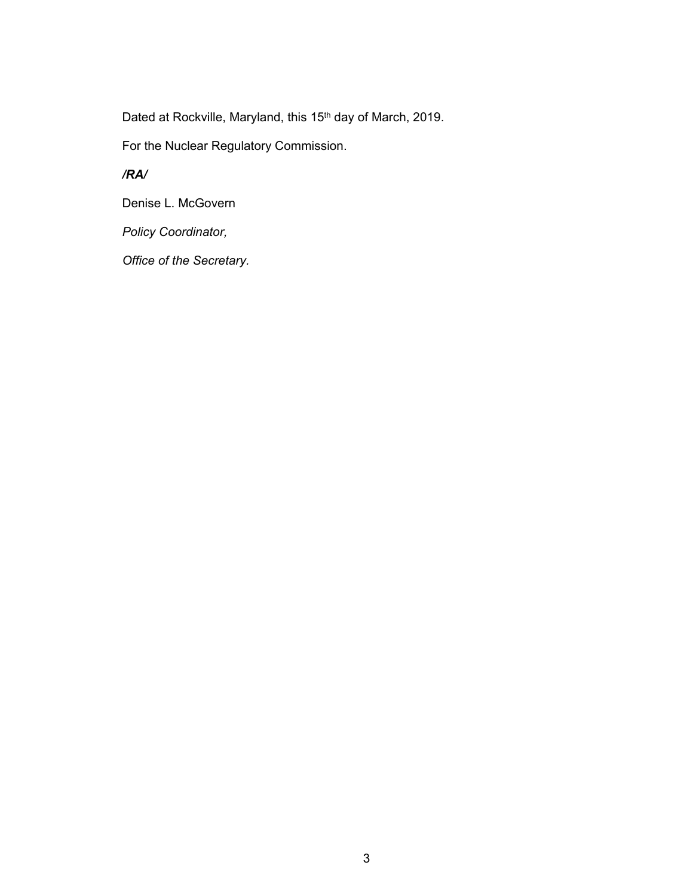Dated at Rockville, Maryland, this 15th day of March, 2019.

For the Nuclear Regulatory Commission.

***/RA/***

Denise L. McGovern

*Policy Coordinator,*

*Office of the Secretary.*